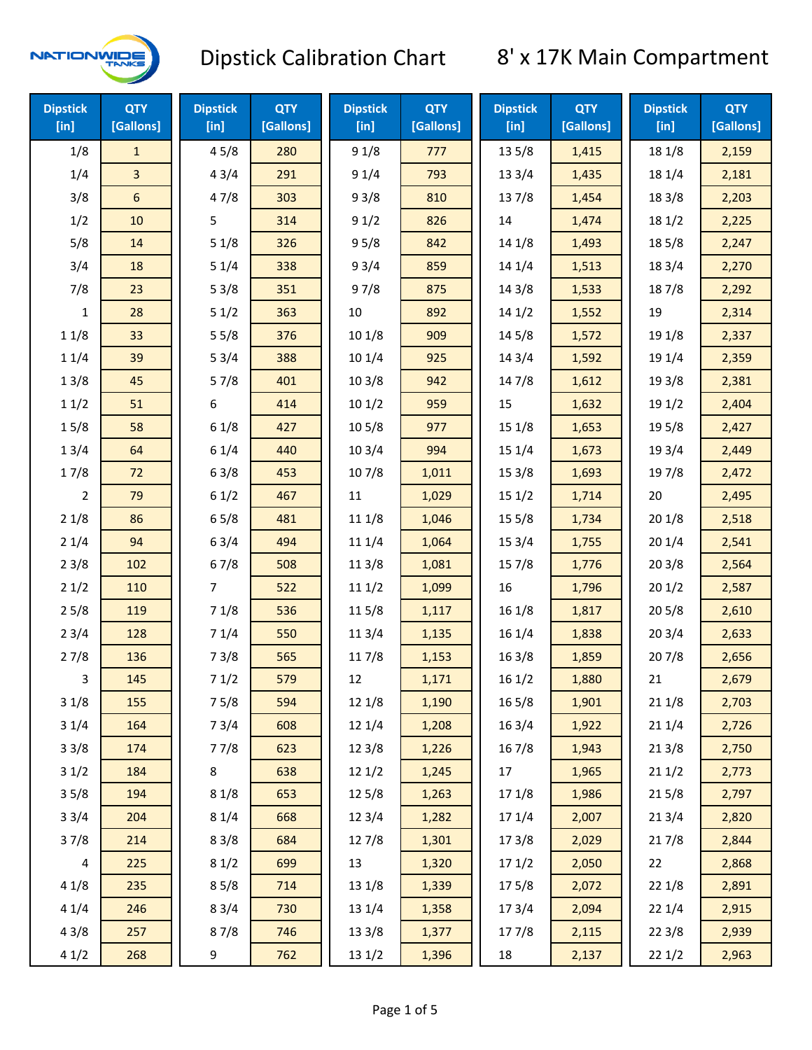# Dipstick Calibration Chart

## 8' x 17K Main Compartment

| Dipstick [in] | QTY [Gallons] | Dipstick [in] | QTY [Gallons] | Dipstick [in] | QTY [Gallons] | Dipstick [in] | QTY [Gallons] | Dipstick [in] | QTY [Gallons] |
|---|---|---|---|---|---|---|---|---|---|
| 1/8 | 1 | 4 5/8 | 280 | 9 1/8 | 777 | 13 5/8 | 1,415 | 18 1/8 | 2,159 |
| 1/4 | 3 | 4 3/4 | 291 | 9 1/4 | 793 | 13 3/4 | 1,435 | 18 1/4 | 2,181 |
| 3/8 | 6 | 4 7/8 | 303 | 9 3/8 | 810 | 13 7/8 | 1,454 | 18 3/8 | 2,203 |
| 1/2 | 10 | 5 | 314 | 9 1/2 | 826 | 14 | 1,474 | 18 1/2 | 2,225 |
| 5/8 | 14 | 5 1/8 | 326 | 9 5/8 | 842 | 14 1/8 | 1,493 | 18 5/8 | 2,247 |
| 3/4 | 18 | 5 1/4 | 338 | 9 3/4 | 859 | 14 1/4 | 1,513 | 18 3/4 | 2,270 |
| 7/8 | 23 | 5 3/8 | 351 | 9 7/8 | 875 | 14 3/8 | 1,533 | 18 7/8 | 2,292 |
| 1 | 28 | 5 1/2 | 363 | 10 | 892 | 14 1/2 | 1,552 | 19 | 2,314 |
| 1 1/8 | 33 | 5 5/8 | 376 | 10 1/8 | 909 | 14 5/8 | 1,572 | 19 1/8 | 2,337 |
| 1 1/4 | 39 | 5 3/4 | 388 | 10 1/4 | 925 | 14 3/4 | 1,592 | 19 1/4 | 2,359 |
| 1 3/8 | 45 | 5 7/8 | 401 | 10 3/8 | 942 | 14 7/8 | 1,612 | 19 3/8 | 2,381 |
| 1 1/2 | 51 | 6 | 414 | 10 1/2 | 959 | 15 | 1,632 | 19 1/2 | 2,404 |
| 1 5/8 | 58 | 6 1/8 | 427 | 10 5/8 | 977 | 15 1/8 | 1,653 | 19 5/8 | 2,427 |
| 1 3/4 | 64 | 6 1/4 | 440 | 10 3/4 | 994 | 15 1/4 | 1,673 | 19 3/4 | 2,449 |
| 1 7/8 | 72 | 6 3/8 | 453 | 10 7/8 | 1,011 | 15 3/8 | 1,693 | 19 7/8 | 2,472 |
| 2 | 79 | 6 1/2 | 467 | 11 | 1,029 | 15 1/2 | 1,714 | 20 | 2,495 |
| 2 1/8 | 86 | 6 5/8 | 481 | 11 1/8 | 1,046 | 15 5/8 | 1,734 | 20 1/8 | 2,518 |
| 2 1/4 | 94 | 6 3/4 | 494 | 11 1/4 | 1,064 | 15 3/4 | 1,755 | 20 1/4 | 2,541 |
| 2 3/8 | 102 | 6 7/8 | 508 | 11 3/8 | 1,081 | 15 7/8 | 1,776 | 20 3/8 | 2,564 |
| 2 1/2 | 110 | 7 | 522 | 11 1/2 | 1,099 | 16 | 1,796 | 20 1/2 | 2,587 |
| 2 5/8 | 119 | 7 1/8 | 536 | 11 5/8 | 1,117 | 16 1/8 | 1,817 | 20 5/8 | 2,610 |
| 2 3/4 | 128 | 7 1/4 | 550 | 11 3/4 | 1,135 | 16 1/4 | 1,838 | 20 3/4 | 2,633 |
| 2 7/8 | 136 | 7 3/8 | 565 | 11 7/8 | 1,153 | 16 3/8 | 1,859 | 20 7/8 | 2,656 |
| 3 | 145 | 7 1/2 | 579 | 12 | 1,171 | 16 1/2 | 1,880 | 21 | 2,679 |
| 3 1/8 | 155 | 7 5/8 | 594 | 12 1/8 | 1,190 | 16 5/8 | 1,901 | 21 1/8 | 2,703 |
| 3 1/4 | 164 | 7 3/4 | 608 | 12 1/4 | 1,208 | 16 3/4 | 1,922 | 21 1/4 | 2,726 |
| 3 3/8 | 174 | 7 7/8 | 623 | 12 3/8 | 1,226 | 16 7/8 | 1,943 | 21 3/8 | 2,750 |
| 3 1/2 | 184 | 8 | 638 | 12 1/2 | 1,245 | 17 | 1,965 | 21 1/2 | 2,773 |
| 3 5/8 | 194 | 8 1/8 | 653 | 12 5/8 | 1,263 | 17 1/8 | 1,986 | 21 5/8 | 2,797 |
| 3 3/4 | 204 | 8 1/4 | 668 | 12 3/4 | 1,282 | 17 1/4 | 2,007 | 21 3/4 | 2,820 |
| 3 7/8 | 214 | 8 3/8 | 684 | 12 7/8 | 1,301 | 17 3/8 | 2,029 | 21 7/8 | 2,844 |
| 4 | 225 | 8 1/2 | 699 | 13 | 1,320 | 17 1/2 | 2,050 | 22 | 2,868 |
| 4 1/8 | 235 | 8 5/8 | 714 | 13 1/8 | 1,339 | 17 5/8 | 2,072 | 22 1/8 | 2,891 |
| 4 1/4 | 246 | 8 3/4 | 730 | 13 1/4 | 1,358 | 17 3/4 | 2,094 | 22 1/4 | 2,915 |
| 4 3/8 | 257 | 8 7/8 | 746 | 13 3/8 | 1,377 | 17 7/8 | 2,115 | 22 3/8 | 2,939 |
| 4 1/2 | 268 | 9 | 762 | 13 1/2 | 1,396 | 18 | 2,137 | 22 1/2 | 2,963 |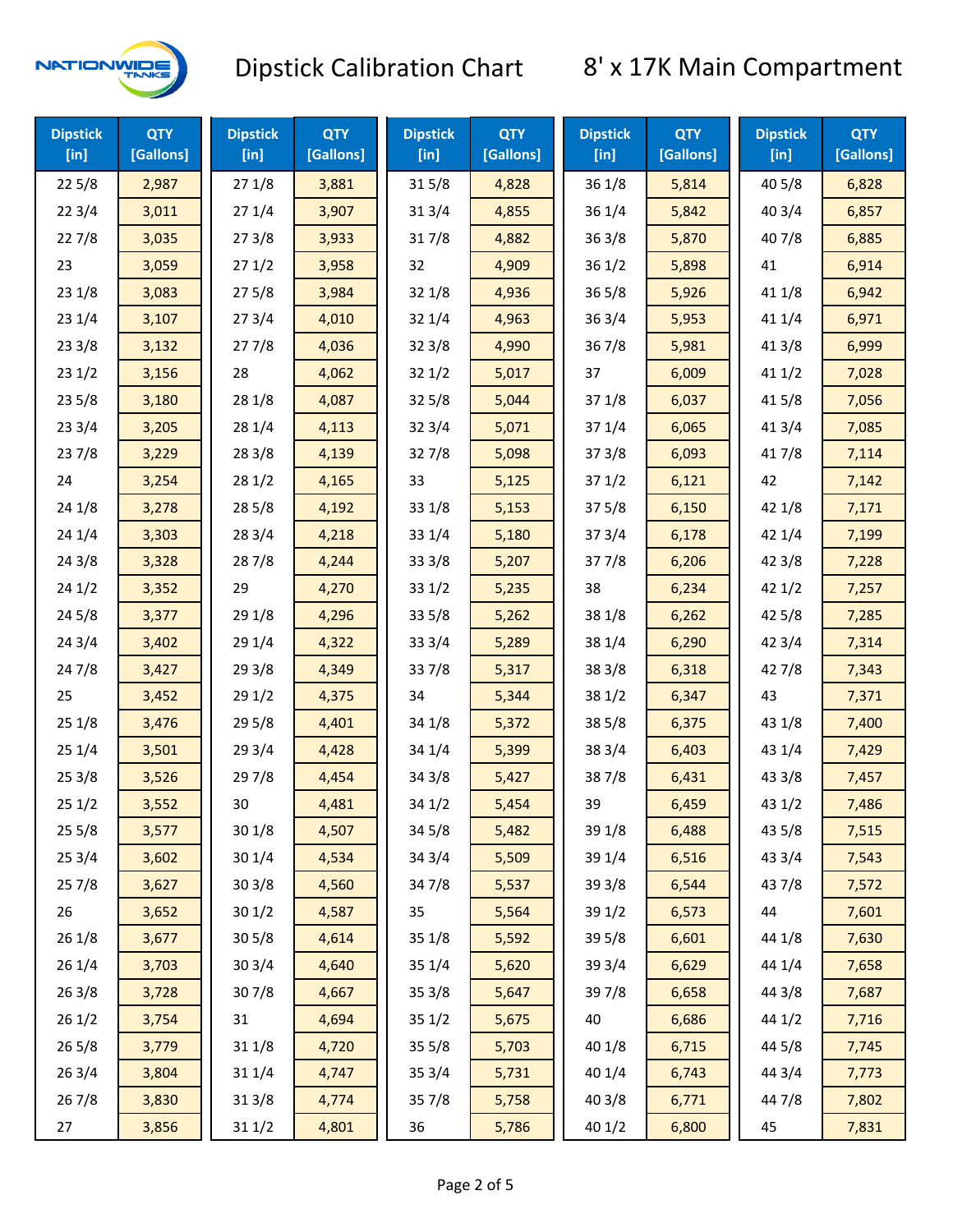# Dipstick Calibration Chart

## 8' x 17K Main Compartment

| Dipstick [in] | QTY [Gallons] | Dipstick [in] | QTY [Gallons] | Dipstick [in] | QTY [Gallons] | Dipstick [in] | QTY [Gallons] | Dipstick [in] | QTY [Gallons] |
|---|---|---|---|---|---|---|---|---|---|
| 22 5/8 | 2,987 | 27 1/8 | 3,881 | 31 5/8 | 4,828 | 36 1/8 | 5,814 | 40 5/8 | 6,828 |
| 22 3/4 | 3,011 | 27 1/4 | 3,907 | 31 3/4 | 4,855 | 36 1/4 | 5,842 | 40 3/4 | 6,857 |
| 22 7/8 | 3,035 | 27 3/8 | 3,933 | 31 7/8 | 4,882 | 36 3/8 | 5,870 | 40 7/8 | 6,885 |
| 23 | 3,059 | 27 1/2 | 3,958 | 32 | 4,909 | 36 1/2 | 5,898 | 41 | 6,914 |
| 23 1/8 | 3,083 | 27 5/8 | 3,984 | 32 1/8 | 4,936 | 36 5/8 | 5,926 | 41 1/8 | 6,942 |
| 23 1/4 | 3,107 | 27 3/4 | 4,010 | 32 1/4 | 4,963 | 36 3/4 | 5,953 | 41 1/4 | 6,971 |
| 23 3/8 | 3,132 | 27 7/8 | 4,036 | 32 3/8 | 4,990 | 36 7/8 | 5,981 | 41 3/8 | 6,999 |
| 23 1/2 | 3,156 | 28 | 4,062 | 32 1/2 | 5,017 | 37 | 6,009 | 41 1/2 | 7,028 |
| 23 5/8 | 3,180 | 28 1/8 | 4,087 | 32 5/8 | 5,044 | 37 1/8 | 6,037 | 41 5/8 | 7,056 |
| 23 3/4 | 3,205 | 28 1/4 | 4,113 | 32 3/4 | 5,071 | 37 1/4 | 6,065 | 41 3/4 | 7,085 |
| 23 7/8 | 3,229 | 28 3/8 | 4,139 | 32 7/8 | 5,098 | 37 3/8 | 6,093 | 41 7/8 | 7,114 |
| 24 | 3,254 | 28 1/2 | 4,165 | 33 | 5,125 | 37 1/2 | 6,121 | 42 | 7,142 |
| 24 1/8 | 3,278 | 28 5/8 | 4,192 | 33 1/8 | 5,153 | 37 5/8 | 6,150 | 42 1/8 | 7,171 |
| 24 1/4 | 3,303 | 28 3/4 | 4,218 | 33 1/4 | 5,180 | 37 3/4 | 6,178 | 42 1/4 | 7,199 |
| 24 3/8 | 3,328 | 28 7/8 | 4,244 | 33 3/8 | 5,207 | 37 7/8 | 6,206 | 42 3/8 | 7,228 |
| 24 1/2 | 3,352 | 29 | 4,270 | 33 1/2 | 5,235 | 38 | 6,234 | 42 1/2 | 7,257 |
| 24 5/8 | 3,377 | 29 1/8 | 4,296 | 33 5/8 | 5,262 | 38 1/8 | 6,262 | 42 5/8 | 7,285 |
| 24 3/4 | 3,402 | 29 1/4 | 4,322 | 33 3/4 | 5,289 | 38 1/4 | 6,290 | 42 3/4 | 7,314 |
| 24 7/8 | 3,427 | 29 3/8 | 4,349 | 33 7/8 | 5,317 | 38 3/8 | 6,318 | 42 7/8 | 7,343 |
| 25 | 3,452 | 29 1/2 | 4,375 | 34 | 5,344 | 38 1/2 | 6,347 | 43 | 7,371 |
| 25 1/8 | 3,476 | 29 5/8 | 4,401 | 34 1/8 | 5,372 | 38 5/8 | 6,375 | 43 1/8 | 7,400 |
| 25 1/4 | 3,501 | 29 3/4 | 4,428 | 34 1/4 | 5,399 | 38 3/4 | 6,403 | 43 1/4 | 7,429 |
| 25 3/8 | 3,526 | 29 7/8 | 4,454 | 34 3/8 | 5,427 | 38 7/8 | 6,431 | 43 3/8 | 7,457 |
| 25 1/2 | 3,552 | 30 | 4,481 | 34 1/2 | 5,454 | 39 | 6,459 | 43 1/2 | 7,486 |
| 25 5/8 | 3,577 | 30 1/8 | 4,507 | 34 5/8 | 5,482 | 39 1/8 | 6,488 | 43 5/8 | 7,515 |
| 25 3/4 | 3,602 | 30 1/4 | 4,534 | 34 3/4 | 5,509 | 39 1/4 | 6,516 | 43 3/4 | 7,543 |
| 25 7/8 | 3,627 | 30 3/8 | 4,560 | 34 7/8 | 5,537 | 39 3/8 | 6,544 | 43 7/8 | 7,572 |
| 26 | 3,652 | 30 1/2 | 4,587 | 35 | 5,564 | 39 1/2 | 6,573 | 44 | 7,601 |
| 26 1/8 | 3,677 | 30 5/8 | 4,614 | 35 1/8 | 5,592 | 39 5/8 | 6,601 | 44 1/8 | 7,630 |
| 26 1/4 | 3,703 | 30 3/4 | 4,640 | 35 1/4 | 5,620 | 39 3/4 | 6,629 | 44 1/4 | 7,658 |
| 26 3/8 | 3,728 | 30 7/8 | 4,667 | 35 3/8 | 5,647 | 39 7/8 | 6,658 | 44 3/8 | 7,687 |
| 26 1/2 | 3,754 | 31 | 4,694 | 35 1/2 | 5,675 | 40 | 6,686 | 44 1/2 | 7,716 |
| 26 5/8 | 3,779 | 31 1/8 | 4,720 | 35 5/8 | 5,703 | 40 1/8 | 6,715 | 44 5/8 | 7,745 |
| 26 3/4 | 3,804 | 31 1/4 | 4,747 | 35 3/4 | 5,731 | 40 1/4 | 6,743 | 44 3/4 | 7,773 |
| 26 7/8 | 3,830 | 31 3/8 | 4,774 | 35 7/8 | 5,758 | 40 3/8 | 6,771 | 44 7/8 | 7,802 |
| 27 | 3,856 | 31 1/2 | 4,801 | 36 | 5,786 | 40 1/2 | 6,800 | 45 | 7,831 |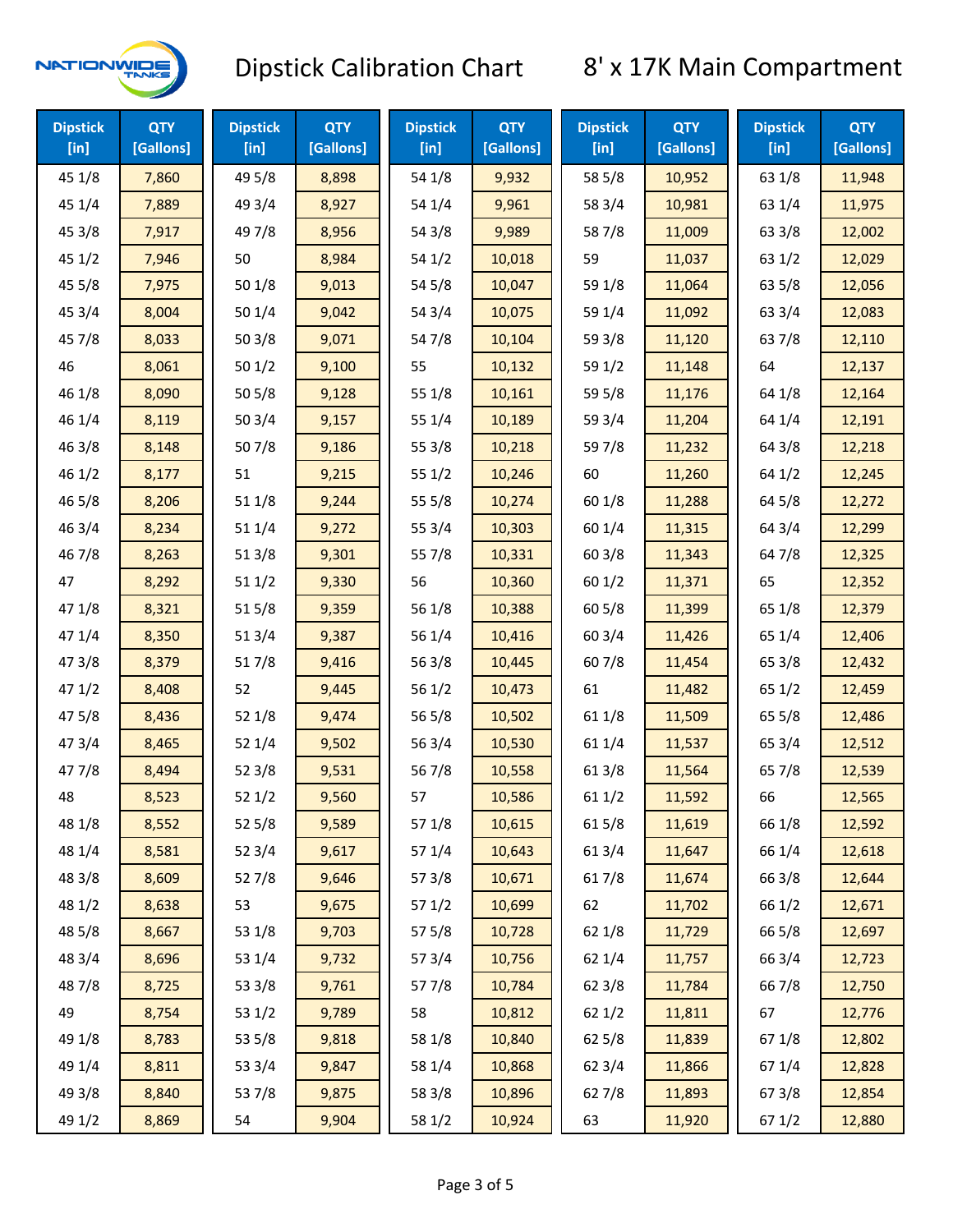# Dipstick Calibration Chart

## 8' x 17K Main Compartment

| Dipstick [in] | QTY [Gallons] | Dipstick [in] | QTY [Gallons] | Dipstick [in] | QTY [Gallons] | Dipstick [in] | QTY [Gallons] | Dipstick [in] | QTY [Gallons] |
|---|---|---|---|---|---|---|---|---|---|
| 45 1/8 | 7,860 | 49 5/8 | 8,898 | 54 1/8 | 9,932 | 58 5/8 | 10,952 | 63 1/8 | 11,948 |
| 45 1/4 | 7,889 | 49 3/4 | 8,927 | 54 1/4 | 9,961 | 58 3/4 | 10,981 | 63 1/4 | 11,975 |
| 45 3/8 | 7,917 | 49 7/8 | 8,956 | 54 3/8 | 9,989 | 58 7/8 | 11,009 | 63 3/8 | 12,002 |
| 45 1/2 | 7,946 | 50 | 8,984 | 54 1/2 | 10,018 | 59 | 11,037 | 63 1/2 | 12,029 |
| 45 5/8 | 7,975 | 50 1/8 | 9,013 | 54 5/8 | 10,047 | 59 1/8 | 11,064 | 63 5/8 | 12,056 |
| 45 3/4 | 8,004 | 50 1/4 | 9,042 | 54 3/4 | 10,075 | 59 1/4 | 11,092 | 63 3/4 | 12,083 |
| 45 7/8 | 8,033 | 50 3/8 | 9,071 | 54 7/8 | 10,104 | 59 3/8 | 11,120 | 63 7/8 | 12,110 |
| 46 | 8,061 | 50 1/2 | 9,100 | 55 | 10,132 | 59 1/2 | 11,148 | 64 | 12,137 |
| 46 1/8 | 8,090 | 50 5/8 | 9,128 | 55 1/8 | 10,161 | 59 5/8 | 11,176 | 64 1/8 | 12,164 |
| 46 1/4 | 8,119 | 50 3/4 | 9,157 | 55 1/4 | 10,189 | 59 3/4 | 11,204 | 64 1/4 | 12,191 |
| 46 3/8 | 8,148 | 50 7/8 | 9,186 | 55 3/8 | 10,218 | 59 7/8 | 11,232 | 64 3/8 | 12,218 |
| 46 1/2 | 8,177 | 51 | 9,215 | 55 1/2 | 10,246 | 60 | 11,260 | 64 1/2 | 12,245 |
| 46 5/8 | 8,206 | 51 1/8 | 9,244 | 55 5/8 | 10,274 | 60 1/8 | 11,288 | 64 5/8 | 12,272 |
| 46 3/4 | 8,234 | 51 1/4 | 9,272 | 55 3/4 | 10,303 | 60 1/4 | 11,315 | 64 3/4 | 12,299 |
| 46 7/8 | 8,263 | 51 3/8 | 9,301 | 55 7/8 | 10,331 | 60 3/8 | 11,343 | 64 7/8 | 12,325 |
| 47 | 8,292 | 51 1/2 | 9,330 | 56 | 10,360 | 60 1/2 | 11,371 | 65 | 12,352 |
| 47 1/8 | 8,321 | 51 5/8 | 9,359 | 56 1/8 | 10,388 | 60 5/8 | 11,399 | 65 1/8 | 12,379 |
| 47 1/4 | 8,350 | 51 3/4 | 9,387 | 56 1/4 | 10,416 | 60 3/4 | 11,426 | 65 1/4 | 12,406 |
| 47 3/8 | 8,379 | 51 7/8 | 9,416 | 56 3/8 | 10,445 | 60 7/8 | 11,454 | 65 3/8 | 12,432 |
| 47 1/2 | 8,408 | 52 | 9,445 | 56 1/2 | 10,473 | 61 | 11,482 | 65 1/2 | 12,459 |
| 47 5/8 | 8,436 | 52 1/8 | 9,474 | 56 5/8 | 10,502 | 61 1/8 | 11,509 | 65 5/8 | 12,486 |
| 47 3/4 | 8,465 | 52 1/4 | 9,502 | 56 3/4 | 10,530 | 61 1/4 | 11,537 | 65 3/4 | 12,512 |
| 47 7/8 | 8,494 | 52 3/8 | 9,531 | 56 7/8 | 10,558 | 61 3/8 | 11,564 | 65 7/8 | 12,539 |
| 48 | 8,523 | 52 1/2 | 9,560 | 57 | 10,586 | 61 1/2 | 11,592 | 66 | 12,565 |
| 48 1/8 | 8,552 | 52 5/8 | 9,589 | 57 1/8 | 10,615 | 61 5/8 | 11,619 | 66 1/8 | 12,592 |
| 48 1/4 | 8,581 | 52 3/4 | 9,617 | 57 1/4 | 10,643 | 61 3/4 | 11,647 | 66 1/4 | 12,618 |
| 48 3/8 | 8,609 | 52 7/8 | 9,646 | 57 3/8 | 10,671 | 61 7/8 | 11,674 | 66 3/8 | 12,644 |
| 48 1/2 | 8,638 | 53 | 9,675 | 57 1/2 | 10,699 | 62 | 11,702 | 66 1/2 | 12,671 |
| 48 5/8 | 8,667 | 53 1/8 | 9,703 | 57 5/8 | 10,728 | 62 1/8 | 11,729 | 66 5/8 | 12,697 |
| 48 3/4 | 8,696 | 53 1/4 | 9,732 | 57 3/4 | 10,756 | 62 1/4 | 11,757 | 66 3/4 | 12,723 |
| 48 7/8 | 8,725 | 53 3/8 | 9,761 | 57 7/8 | 10,784 | 62 3/8 | 11,784 | 66 7/8 | 12,750 |
| 49 | 8,754 | 53 1/2 | 9,789 | 58 | 10,812 | 62 1/2 | 11,811 | 67 | 12,776 |
| 49 1/8 | 8,783 | 53 5/8 | 9,818 | 58 1/8 | 10,840 | 62 5/8 | 11,839 | 67 1/8 | 12,802 |
| 49 1/4 | 8,811 | 53 3/4 | 9,847 | 58 1/4 | 10,868 | 62 3/4 | 11,866 | 67 1/4 | 12,828 |
| 49 3/8 | 8,840 | 53 7/8 | 9,875 | 58 3/8 | 10,896 | 62 7/8 | 11,893 | 67 3/8 | 12,854 |
| 49 1/2 | 8,869 | 54 | 9,904 | 58 1/2 | 10,924 | 63 | 11,920 | 67 1/2 | 12,880 |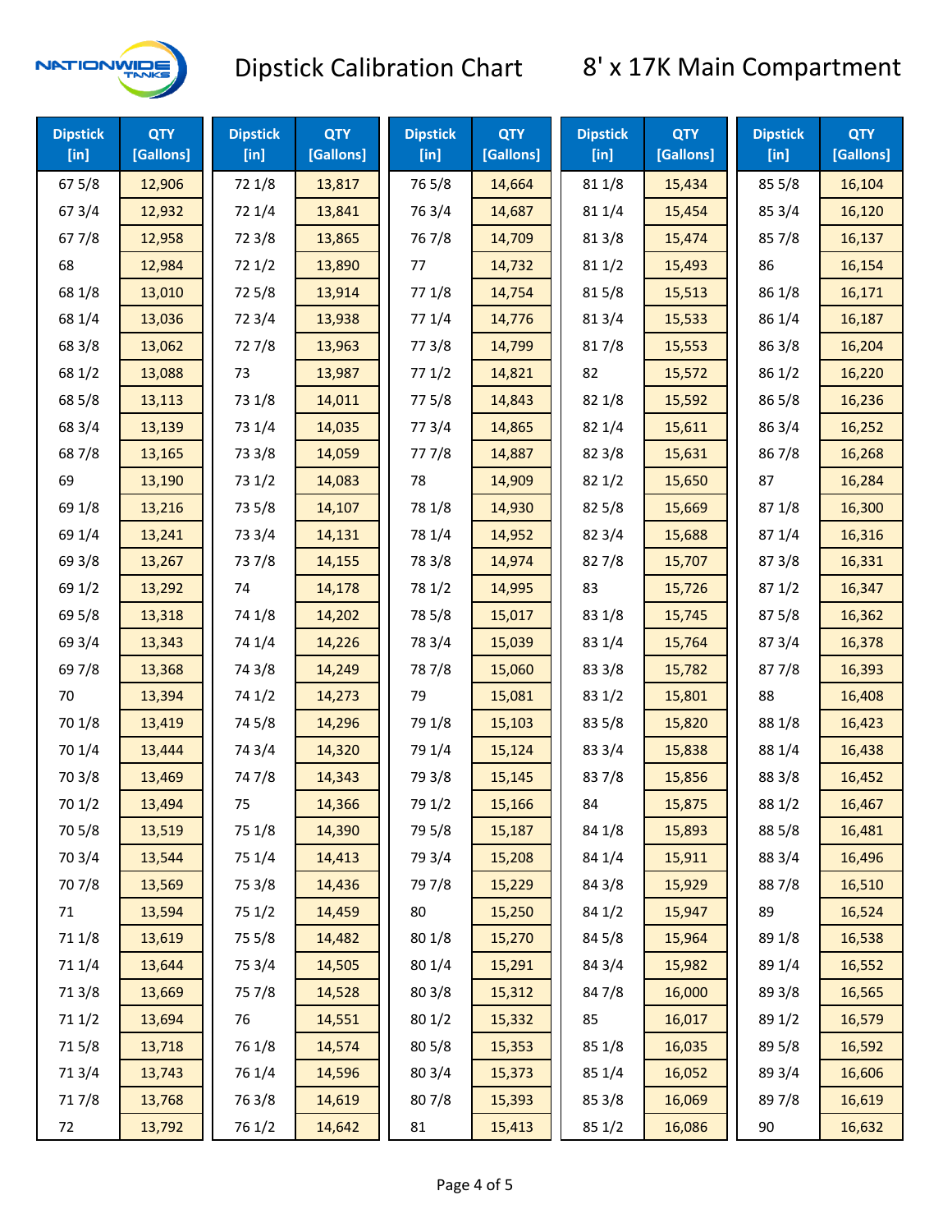# Dipstick Calibration Chart

## 8' x 17K Main Compartment

| Dipstick [in] | QTY [Gallons] | Dipstick [in] | QTY [Gallons] | Dipstick [in] | QTY [Gallons] | Dipstick [in] | QTY [Gallons] | Dipstick [in] | QTY [Gallons] |
|---|---|---|---|---|---|---|---|---|---|
| 67 5/8 | 12,906 | 72 1/8 | 13,817 | 76 5/8 | 14,664 | 81 1/8 | 15,434 | 85 5/8 | 16,104 |
| 67 3/4 | 12,932 | 72 1/4 | 13,841 | 76 3/4 | 14,687 | 81 1/4 | 15,454 | 85 3/4 | 16,120 |
| 67 7/8 | 12,958 | 72 3/8 | 13,865 | 76 7/8 | 14,709 | 81 3/8 | 15,474 | 85 7/8 | 16,137 |
| 68 | 12,984 | 72 1/2 | 13,890 | 77 | 14,732 | 81 1/2 | 15,493 | 86 | 16,154 |
| 68 1/8 | 13,010 | 72 5/8 | 13,914 | 77 1/8 | 14,754 | 81 5/8 | 15,513 | 86 1/8 | 16,171 |
| 68 1/4 | 13,036 | 72 3/4 | 13,938 | 77 1/4 | 14,776 | 81 3/4 | 15,533 | 86 1/4 | 16,187 |
| 68 3/8 | 13,062 | 72 7/8 | 13,963 | 77 3/8 | 14,799 | 81 7/8 | 15,553 | 86 3/8 | 16,204 |
| 68 1/2 | 13,088 | 73 | 13,987 | 77 1/2 | 14,821 | 82 | 15,572 | 86 1/2 | 16,220 |
| 68 5/8 | 13,113 | 73 1/8 | 14,011 | 77 5/8 | 14,843 | 82 1/8 | 15,592 | 86 5/8 | 16,236 |
| 68 3/4 | 13,139 | 73 1/4 | 14,035 | 77 3/4 | 14,865 | 82 1/4 | 15,611 | 86 3/4 | 16,252 |
| 68 7/8 | 13,165 | 73 3/8 | 14,059 | 77 7/8 | 14,887 | 82 3/8 | 15,631 | 86 7/8 | 16,268 |
| 69 | 13,190 | 73 1/2 | 14,083 | 78 | 14,909 | 82 1/2 | 15,650 | 87 | 16,284 |
| 69 1/8 | 13,216 | 73 5/8 | 14,107 | 78 1/8 | 14,930 | 82 5/8 | 15,669 | 87 1/8 | 16,300 |
| 69 1/4 | 13,241 | 73 3/4 | 14,131 | 78 1/4 | 14,952 | 82 3/4 | 15,688 | 87 1/4 | 16,316 |
| 69 3/8 | 13,267 | 73 7/8 | 14,155 | 78 3/8 | 14,974 | 82 7/8 | 15,707 | 87 3/8 | 16,331 |
| 69 1/2 | 13,292 | 74 | 14,178 | 78 1/2 | 14,995 | 83 | 15,726 | 87 1/2 | 16,347 |
| 69 5/8 | 13,318 | 74 1/8 | 14,202 | 78 5/8 | 15,017 | 83 1/8 | 15,745 | 87 5/8 | 16,362 |
| 69 3/4 | 13,343 | 74 1/4 | 14,226 | 78 3/4 | 15,039 | 83 1/4 | 15,764 | 87 3/4 | 16,378 |
| 69 7/8 | 13,368 | 74 3/8 | 14,249 | 78 7/8 | 15,060 | 83 3/8 | 15,782 | 87 7/8 | 16,393 |
| 70 | 13,394 | 74 1/2 | 14,273 | 79 | 15,081 | 83 1/2 | 15,801 | 88 | 16,408 |
| 70 1/8 | 13,419 | 74 5/8 | 14,296 | 79 1/8 | 15,103 | 83 5/8 | 15,820 | 88 1/8 | 16,423 |
| 70 1/4 | 13,444 | 74 3/4 | 14,320 | 79 1/4 | 15,124 | 83 3/4 | 15,838 | 88 1/4 | 16,438 |
| 70 3/8 | 13,469 | 74 7/8 | 14,343 | 79 3/8 | 15,145 | 83 7/8 | 15,856 | 88 3/8 | 16,452 |
| 70 1/2 | 13,494 | 75 | 14,366 | 79 1/2 | 15,166 | 84 | 15,875 | 88 1/2 | 16,467 |
| 70 5/8 | 13,519 | 75 1/8 | 14,390 | 79 5/8 | 15,187 | 84 1/8 | 15,893 | 88 5/8 | 16,481 |
| 70 3/4 | 13,544 | 75 1/4 | 14,413 | 79 3/4 | 15,208 | 84 1/4 | 15,911 | 88 3/4 | 16,496 |
| 70 7/8 | 13,569 | 75 3/8 | 14,436 | 79 7/8 | 15,229 | 84 3/8 | 15,929 | 88 7/8 | 16,510 |
| 71 | 13,594 | 75 1/2 | 14,459 | 80 | 15,250 | 84 1/2 | 15,947 | 89 | 16,524 |
| 71 1/8 | 13,619 | 75 5/8 | 14,482 | 80 1/8 | 15,270 | 84 5/8 | 15,964 | 89 1/8 | 16,538 |
| 71 1/4 | 13,644 | 75 3/4 | 14,505 | 80 1/4 | 15,291 | 84 3/4 | 15,982 | 89 1/4 | 16,552 |
| 71 3/8 | 13,669 | 75 7/8 | 14,528 | 80 3/8 | 15,312 | 84 7/8 | 16,000 | 89 3/8 | 16,565 |
| 71 1/2 | 13,694 | 76 | 14,551 | 80 1/2 | 15,332 | 85 | 16,017 | 89 1/2 | 16,579 |
| 71 5/8 | 13,718 | 76 1/8 | 14,574 | 80 5/8 | 15,353 | 85 1/8 | 16,035 | 89 5/8 | 16,592 |
| 71 3/4 | 13,743 | 76 1/4 | 14,596 | 80 3/4 | 15,373 | 85 1/4 | 16,052 | 89 3/4 | 16,606 |
| 71 7/8 | 13,768 | 76 3/8 | 14,619 | 80 7/8 | 15,393 | 85 3/8 | 16,069 | 89 7/8 | 16,619 |
| 72 | 13,792 | 76 1/2 | 14,642 | 81 | 15,413 | 85 1/2 | 16,086 | 90 | 16,632 |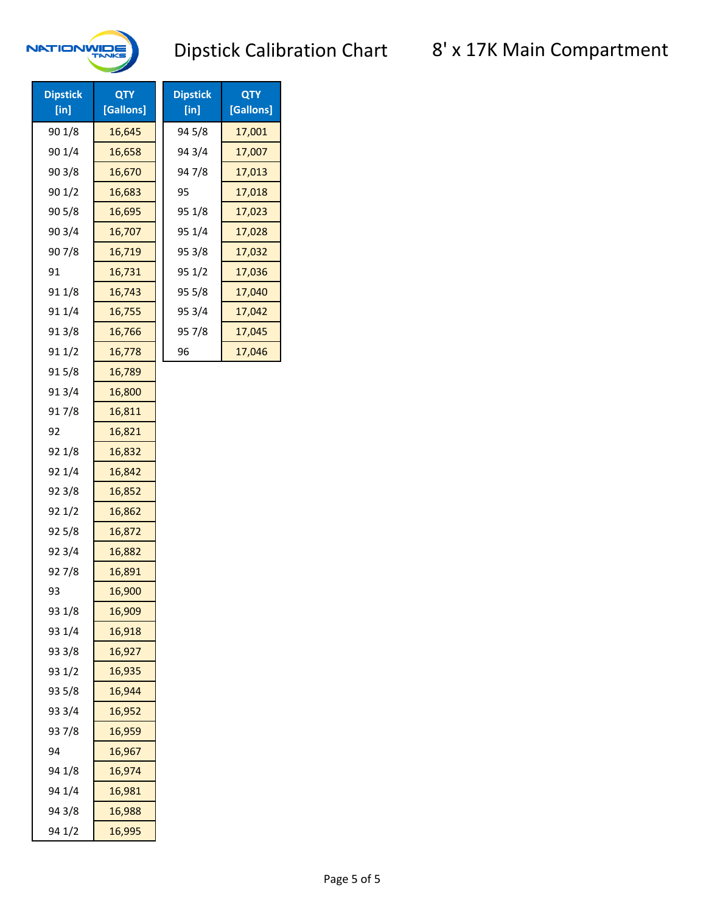# Dipstick Calibration Chart

## 8' x 17K Main Compartment

| Dipstick [in] | QTY [Gallons] |
|---|---|
| 90 1/8 | 16,645 |
| 90 1/4 | 16,658 |
| 90 3/8 | 16,670 |
| 90 1/2 | 16,683 |
| 90 5/8 | 16,695 |
| 90 3/4 | 16,707 |
| 90 7/8 | 16,719 |
| 91 | 16,731 |
| 91 1/8 | 16,743 |
| 91 1/4 | 16,755 |
| 91 3/8 | 16,766 |
| 91 1/2 | 16,778 |
| 91 5/8 | 16,789 |
| 91 3/4 | 16,800 |
| 91 7/8 | 16,811 |
| 92 | 16,821 |
| 92 1/8 | 16,832 |
| 92 1/4 | 16,842 |
| 92 3/8 | 16,852 |
| 92 1/2 | 16,862 |
| 92 5/8 | 16,872 |
| 92 3/4 | 16,882 |
| 92 7/8 | 16,891 |
| 93 | 16,900 |
| 93 1/8 | 16,909 |
| 93 1/4 | 16,918 |
| 93 3/8 | 16,927 |
| 93 1/2 | 16,935 |
| 93 5/8 | 16,944 |
| 93 3/4 | 16,952 |
| 93 7/8 | 16,959 |
| 94 | 16,967 |
| 94 1/8 | 16,974 |
| 94 1/4 | 16,981 |
| 94 3/8 | 16,988 |
| 94 1/2 | 16,995 |
| 94 5/8 | 17,001 |
| 94 3/4 | 17,007 |
| 94 7/8 | 17,013 |
| 95 | 17,018 |
| 95 1/8 | 17,023 |
| 95 1/4 | 17,028 |
| 95 3/8 | 17,032 |
| 95 1/2 | 17,036 |
| 95 5/8 | 17,040 |
| 95 3/4 | 17,042 |
| 95 7/8 | 17,045 |
| 96 | 17,046 |